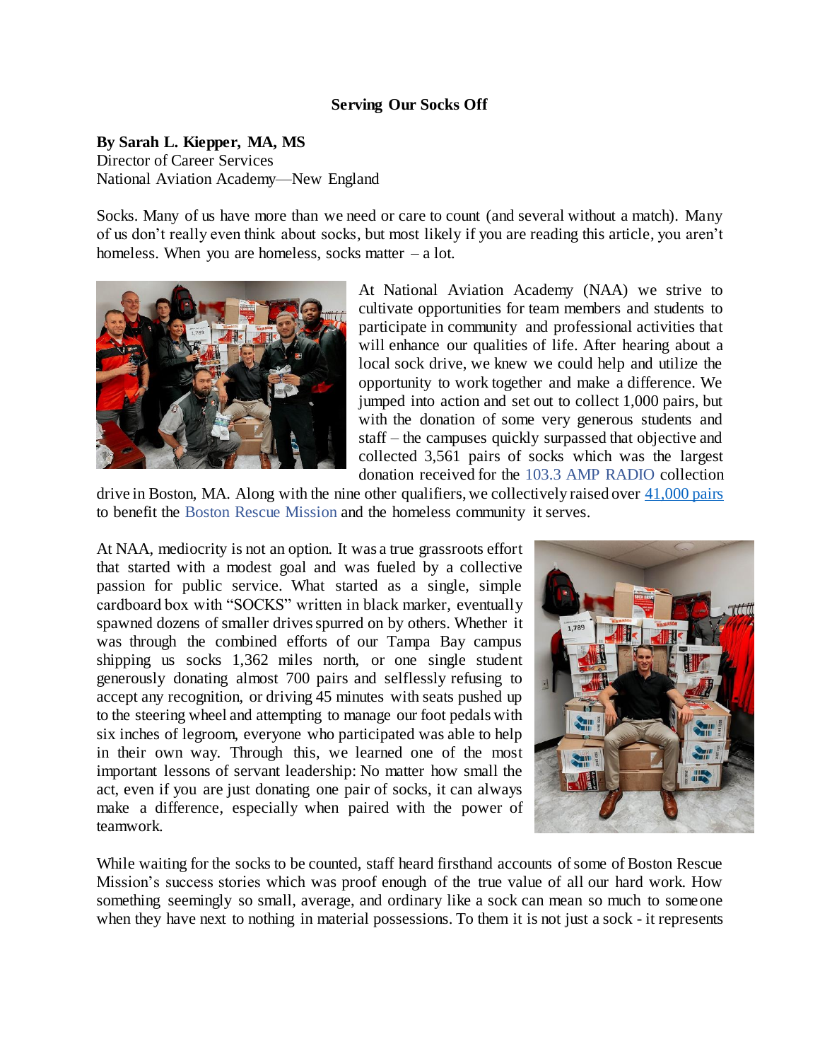**Serving Our Socks Off**

**By Sarah L. Kiepper, MA, MS**
Director of Career Services
National Aviation Academy—New England

Socks. Many of us have more than we need or care to count (and several without a match). Many of us don't really even think about socks, but most likely if you are reading this article, you aren't homeless. When you are homeless, socks matter – a lot.

At National Aviation Academy (NAA) we strive to cultivate opportunities for team members and students to participate in community and professional activities that will enhance our qualities of life. After hearing about a local sock drive, we knew we could help and utilize the opportunity to work together and make a difference. We jumped into action and set out to collect 1,000 pairs, but with the donation of some very generous students and staff – the campuses quickly surpassed that objective and collected 3,561 pairs of socks which was the largest donation received for the 103.3 AMP RADIO collection drive in Boston, MA. Along with the nine other qualifiers, we collectively raised over 41,000 pairs to benefit the Boston Rescue Mission and the homeless community it serves.

At NAA, mediocrity is not an option. It was a true grassroots effort that started with a modest goal and was fueled by a collective passion for public service. What started as a single, simple cardboard box with "SOCKS" written in black marker, eventually spawned dozens of smaller drives spurred on by others. Whether it was through the combined efforts of our Tampa Bay campus shipping us socks 1,362 miles north, or one single student generously donating almost 700 pairs and selflessly refusing to accept any recognition, or driving 45 minutes with seats pushed up to the steering wheel and attempting to manage our foot pedals with six inches of legroom, everyone who participated was able to help in their own way. Through this, we learned one of the most important lessons of servant leadership: No matter how small the act, even if you are just donating one pair of socks, it can always make a difference, especially when paired with the power of teamwork.

While waiting for the socks to be counted, staff heard firsthand accounts of some of Boston Rescue Mission's success stories which was proof enough of the true value of all our hard work. How something seemingly so small, average, and ordinary like a sock can mean so much to someone when they have next to nothing in material possessions. To them it is not just a sock - it represents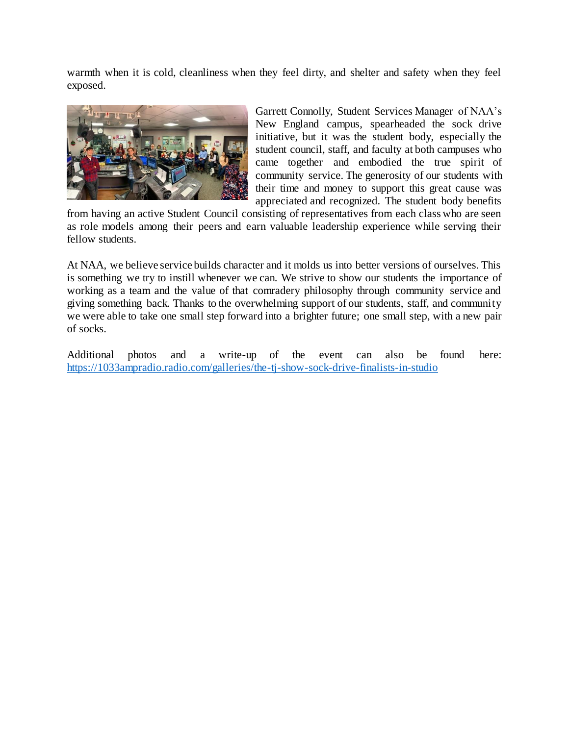warmth when it is cold, cleanliness when they feel dirty, and shelter and safety when they feel exposed.

Garrett Connolly, Student Services Manager of NAA's New England campus, spearheaded the sock drive initiative, but it was the student body, especially the student council, staff, and faculty at both campuses who came together and embodied the true spirit of community service. The generosity of our students with their time and money to support this great cause was appreciated and recognized. The student body benefits from having an active Student Council consisting of representatives from each class who are seen as role models among their peers and earn valuable leadership experience while serving their fellow students.

At NAA, we believe service builds character and it molds us into better versions of ourselves. This is something we try to instill whenever we can. We strive to show our students the importance of working as a team and the value of that comradery philosophy through community service and giving something back. Thanks to the overwhelming support of our students, staff, and community we were able to take one small step forward into a brighter future; one small step, with a new pair of socks.

Additional photos and a write-up of the event can also be found here: https://1033ampradio.radio.com/galleries/the-tj-show-sock-drive-finalists-in-studio